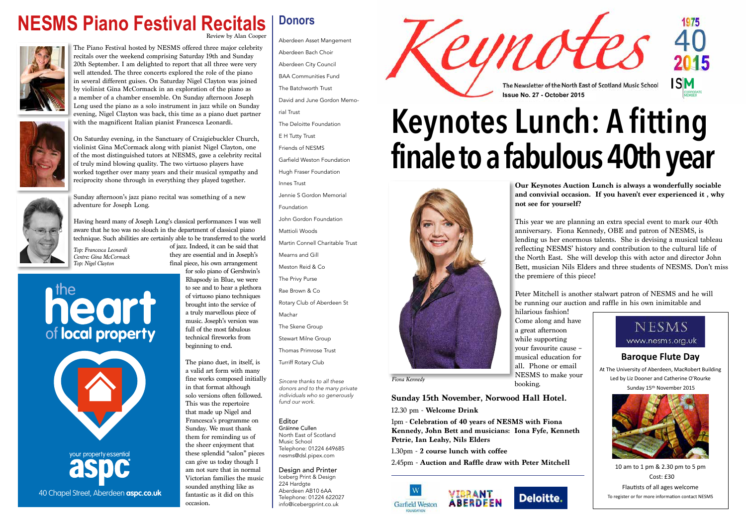# NESMS Piano Festival Recitals

Review by Alan Cooper

The Piano Festival hosted by NESMS offered three major celebrity recitals over the weekend comprising Saturday 19th and Sunday 20th September. I am delighted to report that all three were very well attended. The three concerts explored the role of the piano in several different guises. On Saturday Nigel Clayton was joined by violinist Gina McCormack in an exploration of the piano as a member of a chamber ensemble. On Sunday afternoon Joseph Long used the piano as a solo instrument in jazz while on Sunday evening, Nigel Clayton was back, this time as a piano duet partner with the magnificent Italian pianist Francesca Leonardi.

On Saturday evening, in the Sanctuary of Craigiebuckler Church, violinist Gina McCormack along with pianist Nigel Clayton, one of the most distinguished tutors at NESMS, gave a celebrity recital of truly mind blowing quality. The two virtuoso players have worked together over many years and their musical sympathy and reciprocity shone through in everything they played together.

Sunday afternoon's jazz piano recital was something of a new adventure for Joseph Long.

Having heard many of Joseph Long's classical performances I was well aware that he too was no slouch in the department of classical piano technique. Such abilities are certainly able to be transferred to the world of jazz. Indeed, it can be said that they are essential and in Joseph's final piece, his own arrangement for solo piano of Gershwin's Rhapsody in Blue, we were to see and to hear a plethora of virtuoso piano techniques brought into the service of a truly marvellous piece of music. Joseph's version was full of the most fabulous technical fireworks from beginning to end.

The piano duet, in itself, is a valid art form with many fine works composed initially in that format although solo versions often followed. This was the repertoire that made up Nigel and Francesca's programme on Sunday. We must thank them for reminding us of the sheer enjoyment that these splendid "salon" pieces can give us today though I am not sure that in normal Victorian families the music sounded anything like as fantastic as it did on this occasion.

*Top: Francesca Leonardi*
*Centre: Gina McCormack*
*Top: Nigel Clayton*

the **heart** of **local property**

your property essential
**aspc**
40 Chapel Street, Aberdeen **aspc.co.uk**

## Donors

Aberdeen Asset Mangement
Aberdeen Bach Choir
Aberdeen City Council
BAA Communities Fund
The Batchworth Trust
David and June Gordon Memorial Trust
The Deloitte Foundation
E H Tutty Trust
Friends of NESMS
Garfield Weston Foundation
Hugh Fraser Foundation
Innes Trust
Jennie S Gordon Memorial Foundation
John Gordon Foundation
Mattioli Woods
Martin Connell Charitable Trust
Mearns and Gill
Meston Reid & Co
The Privy Purse
Rae Brown & Co
Rotary Club of Aberdeen St Machar
The Skene Group
Stewart Milne Group
Thomas Primrose Trust
Turriff Rotary Club

*Sincere thanks to all these donors and to the many private individuals who so generously fund our work.*

**Editor**
Gráinne Cullen
North East of Scotland Music School
Telephone: 01224 649685
nesms@dsl.pipex.com

**Design and Printer**
Iceberg Print & Design
224 Hardgte
Aberdeen AB10 6AA
Telephone: 01224 622027
info@icebergprint.co.uk

# Keynotes

The Newsletter of the North East of Scotland Music School
**Issue No. 27 - October 2015**

1975 40 2015

# Keynotes Lunch: A fitting finale to a fabulous 40th year

**Our Keynotes Auction Lunch is always a wonderfully sociable and convivial occasion. If you haven't ever experienced it , why not see for yourself?**

This year we are planning an extra special event to mark our 40th anniversary. Fiona Kennedy, OBE and patron of NESMS, is lending us her enormous talents. She is devising a musical tableau reflecting NESMS' history and contribution to the cultural life of the North East. She will develop this with actor and director John Bett, musician Nils Elders and three students of NESMS. Don't miss the premiere of this piece!

Peter Mitchell is another stalwart patron of NESMS and he will be running our auction and raffle in his own inimitable and hilarious fashion! Come along and have a great afternoon while supporting your favourite cause – musical education for all. Phone or email NESMS to make your booking.

*Fiona Kennedy*

**Sunday 15th November, Norwood Hall Hotel.**

12.30 pm - **Welcome Drink**

1pm - **Celebration of 40 years of NESMS with Fiona Kennedy, John Bett and musicians: Iona Fyfe, Kenneth Petrie, Ian Leahy, Nils Elders**

1.30pm - **2 course lunch with coffee**

2.45pm - **Auction and Raffle draw with Peter Mitchell**

NESMS
www.nesms.org.uk

## Baroque Flute Day

At The University of Aberdeen, MacRobert Building
Led by Liz Dooner and Catherine O'Rourke
Sunday 15th November 2015

10 am to 1 pm & 2.30 pm to 5 pm
Cost: £30
Flautists of all ages welcome
To register or for more information contact NESMS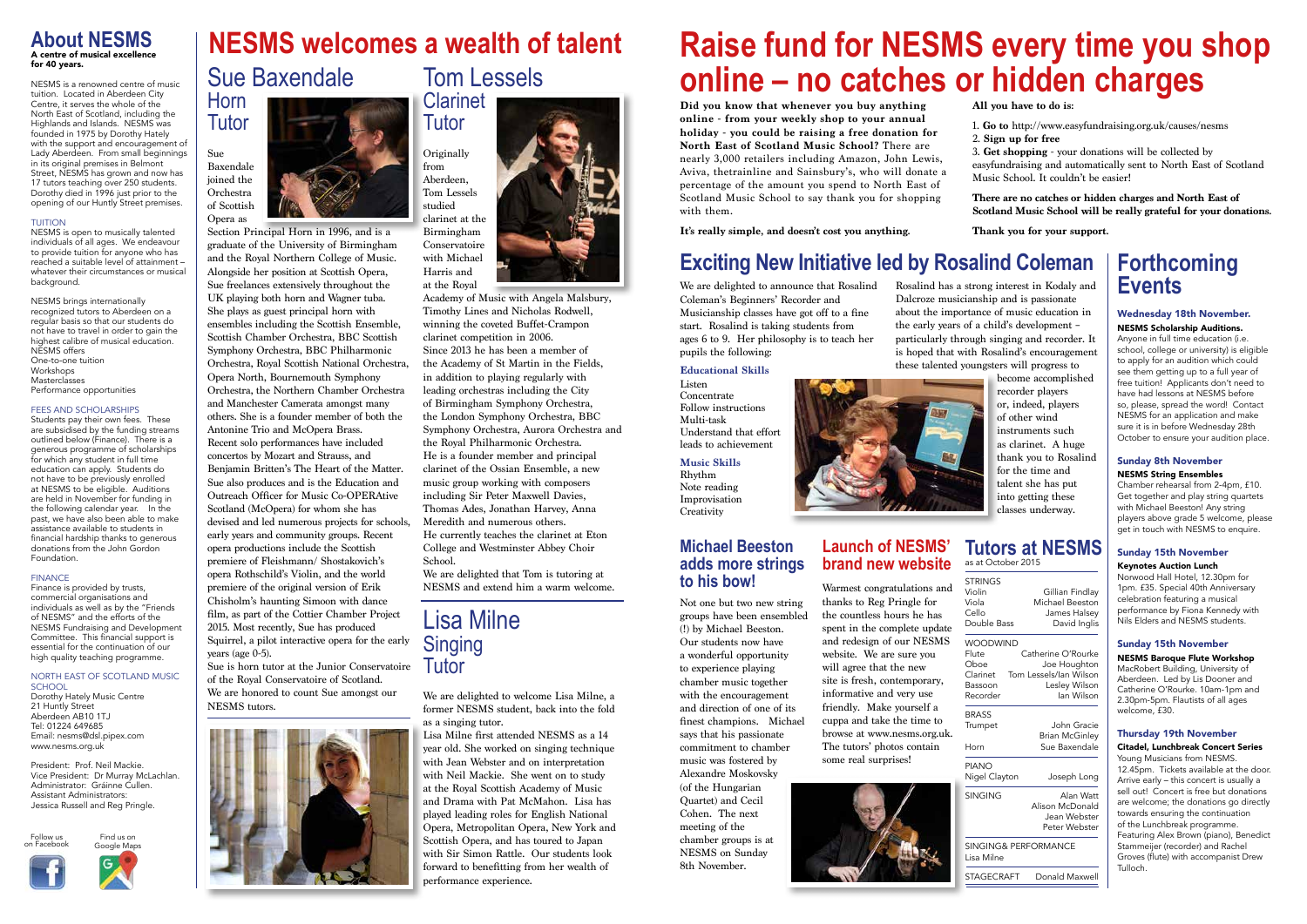## About NESMS

**A centre of musical excellence for 40 years.**

NESMS is a renowned centre of music tuition. Located in Aberdeen City Centre, it serves the whole of the North East of Scotland, including the Highlands and Islands. NESMS was founded in 1975 by Dorothy Hately with the support and encouragement of Lady Aberdeen. From small beginnings in its original premises in Belmont Street, NESMS has grown and now has 17 tutors teaching over 250 students. Dorothy died in 1996 just prior to the opening of our Huntly Street premises.

### TUITION

NESMS is open to musically talented individuals of all ages. We endeavour to provide tuition for anyone who has reached a suitable level of attainment – whatever their circumstances or musical background.

NESMS brings internationally recognized tutors to Aberdeen on a regular basis so that our students do not have to travel in order to gain the highest calibre of musical education.

NESMS offers
One-to-one tuition
Workshops
Masterclasses
Performance opportunities

### FEES AND SCHOLARSHIPS

Students pay their own fees. These are subsidised by the funding streams outlined below (Finance). There is a generous programme of scholarships for which any student in full time education can apply. Students do not have to be previously enrolled at NESMS to be eligible. Auditions are held in November for funding in the following calendar year. In the past, we have also been able to make assistance available to students in financial hardship thanks to generous donations from the John Gordon Foundation.

### FINANCE

Finance is provided by trusts, commercial organisations and individuals as well as by the "Friends of NESMS" and the efforts of the NESMS Fundraising and Development Committee. This financial support is essential for the continuation of our high quality teaching programme.

### NORTH EAST OF SCOTLAND MUSIC SCHOOL

Dorothy Hately Music Centre
21 Huntly Street
Aberdeen AB10 1TJ
Tel: 01224 649685
Email: nesms@dsl.pipex.com
www.nesms.org.uk

President: Prof. Neil Mackie.
Vice President: Dr Murray McLachlan.
Administrator: Gráinne Cullen.
Assistant Administrators:
Jessica Russell and Reg Pringle.

Follow us on Facebook

Find us on Google Maps

# NESMS welcomes a wealth of talent

## Sue Baxendale

### Horn Tutor

Sue Baxendale joined the Orchestra of Scottish Opera as Section Principal Horn in 1996, and is a graduate of the University of Birmingham and the Royal Northern College of Music. Alongside her position at Scottish Opera, Sue freelances extensively throughout the UK playing both horn and Wagner tuba. She plays as guest principal horn with ensembles including the Scottish Ensemble, Scottish Chamber Orchestra, BBC Scottish Symphony Orchestra, BBC Philharmonic Orchestra, Royal Scottish National Orchestra, Opera North, Bournemouth Symphony Orchestra, the Northern Chamber Orchestra and Manchester Camerata amongst many others. She is a founder member of both the Antonine Trio and McOpera Brass.
Recent solo performances have included concertos by Mozart and Strauss, and Benjamin Britten's The Heart of the Matter.
Sue also produces and is the Education and Outreach Officer for Music Co-OPERAtive Scotland (McOpera) for whom she has devised and led numerous projects for schools, early years and community groups. Recent opera productions include the Scottish premiere of Fleishmann/ Shostakovich's opera Rothschild's Violin, and the world premiere of the original version of Erik Chisholm's haunting Simoon with dance film, as part of the Cottier Chamber Project 2015. Most recently, Sue has produced Squirrel, a pilot interactive opera for the early years (age 0-5).
Sue is horn tutor at the Junior Conservatoire of the Royal Conservatoire of Scotland.
We are honored to count Sue amongst our NESMS tutors.

## Tom Lessels

### Clarinet Tutor

Originally from Aberdeen, Tom Lessels studied clarinet at the Birmingham Conservatoire with Michael Harris and at the Royal Academy of Music with Angela Malsbury, Timothy Lines and Nicholas Rodwell, winning the coveted Buffet-Crampon clarinet competition in 2006.
Since 2013 he has been a member of the Academy of St Martin in the Fields, in addition to playing regularly with leading orchestras including the City of Birmingham Symphony Orchestra, the London Symphony Orchestra, BBC Symphony Orchestra, Aurora Orchestra and the Royal Philharmonic Orchestra.
He is a founder member and principal clarinet of the Ossian Ensemble, a new music group working with composers including Sir Peter Maxwell Davies, Thomas Ades, Jonathan Harvey, Anna Meredith and numerous others.
He currently teaches the clarinet at Eton College and Westminster Abbey Choir School.
We are delighted that Tom is tutoring at NESMS and extend him a warm welcome.

## Lisa Milne

### Singing Tutor

We are delighted to welcome Lisa Milne, a former NESMS student, back into the fold as a singing tutor.
Lisa Milne first attended NESMS as a 14 year old. She worked on singing technique with Jean Webster and on interpretation with Neil Mackie. She went on to study at the Royal Scottish Academy of Music and Drama with Pat McMahon. Lisa has played leading roles for English National Opera, Metropolitan Opera, New York and Scottish Opera, and has toured to Japan with Sir Simon Rattle. Our students look forward to benefitting from her wealth of performance experience.

# Raise fund for NESMS every time you shop online – no catches or hidden charges

**Did you know that whenever you buy anything online - from your weekly shop to your annual holiday - you could be raising a free donation for North East of Scotland Music School?** There are nearly 3,000 retailers including Amazon, John Lewis, Aviva, thetrainline and Sainsbury's, who will donate a percentage of the amount you spend to North East of Scotland Music School to say thank you for shopping with them.

**It's really simple, and doesn't cost you anything.**

**All you have to do is:**

1. **Go to** http://www.easyfundraising.org.uk/causes/nesms
2. **Sign up for free**
3. **Get shopping** - your donations will be collected by easyfundraising and automatically sent to North East of Scotland Music School. It couldn't be easier!

**There are no catches or hidden charges and North East of Scotland Music School will be really grateful for your donations.**

**Thank you for your support.**

## Exciting New Initiative led by Rosalind Coleman

We are delighted to announce that Rosalind Coleman's Beginners' Recorder and Musicianship classes have got off to a fine start. Rosalind is taking students from ages 6 to 9. Her philosophy is to teach her pupils the following:

**Educational Skills**
Listen
Concentrate
Follow instructions
Multi-task
Understand that effort leads to achievement

**Music Skills**
Rhythm
Note reading
Improvisation
Creativity

Rosalind has a strong interest in Kodaly and Dalcroze musicianship and is passionate about the importance of music education in the early years of a child's development – particularly through singing and recorder. It is hoped that with Rosalind's encouragement these talented youngsters will progress to become accomplished recorder players or, indeed, players of other wind instruments such as clarinet. A huge thank you to Rosalind for the time and talent she has put into getting these classes underway.

## Michael Beeston adds more strings to his bow!

Not one but two new string groups have been ensembled (!) by Michael Beeston. Our students now have a wonderful opportunity to experience playing chamber music together with the encouragement and direction of one of its finest champions. Michael says that his passionate commitment to chamber music was fostered by Alexandre Moskovsky (of the Hungarian Quartet) and Cecil Cohen. The next meeting of the chamber groups is at NESMS on Sunday 8th November.

## Launch of NESMS' brand new website

Warmest congratulations and thanks to Reg Pringle for the countless hours he has spent in the complete update and redesign of our NESMS website. We are sure you will agree that the new site is fresh, contemporary, informative and very use friendly. Make yourself a cuppa and take the time to browse at www.nesms.org.uk. The tutors' photos contain some real surprises!

## Tutors at NESMS

as at October 2015

| | |
|---|---|
| **STRINGS** | |
| Violin | Gillian Findlay |
| Viola | Michael Beeston |
| Cello | James Halsey |
| Double Bass | David Inglis |
| **WOODWIND** | |
| Flute | Catherine O'Rourke |
| Oboe | Joe Houghton |
| Clarinet | Tom Lessels/Ian Wilson |
| Bassoon | Lesley Wilson |
| Recorder | Ian Wilson |
| **BRASS** | |
| Trumpet | John Gracie, Brian McGinley |
| Horn | Sue Baxendale |
| **PIANO** | |
| Nigel Clayton | Joseph Long |
| **SINGING** | Alan Watt, Alison McDonald, Jean Webster, Peter Webster |
| **SINGING& PERFORMANCE** | |
| Lisa Milne | |
| **STAGECRAFT** | Donald Maxwell |

## Forthcoming Events

### Wednesday 18th November.

**NESMS Scholarship Auditions.**
Anyone in full time education (i.e. school, college or university) is eligible to apply for an audition which could see them getting up to a full year of free tuition! Applicants don't need to have had lessons at NESMS before so, please, spread the word! Contact NESMS for an application and make sure it is in before Wednesday 28th October to ensure your audition place.

### Sunday 8th November

**NESMS String Ensembles**
Chamber rehearsal from 2-4pm, £10. Get together and play string quartets with Michael Beeston! Any string players above grade 5 welcome, please get in touch with NESMS to enquire.

### Sunday 15th November

**Keynotes Auction Lunch**
Norwood Hall Hotel, 12.30pm for 1pm. £35. Special 40th Anniversary celebration featuring a musical performance by Fiona Kennedy with Nils Elders and NESMS students.

### Sunday 15th November

**NESMS Baroque Flute Workshop**
MacRobert Building, University of Aberdeen. Led by Lis Dooner and Catherine O'Rourke. 10am-1pm and 2.30pm-5pm. Flautists of all ages welcome, £30.

### Thursday 19th November

**Citadel, Lunchbreak Concert Series**
Young Musicians from NESMS. 12.45pm. Tickets available at the door. Arrive early – this concert is usually a sell out! Concert is free but donations are welcome; the donations go directly towards ensuring the continuation of the Lunchbreak programme. Featuring Alex Brown (piano), Benedict Stammeijer (recorder) and Rachel Groves (flute) with accompanist Drew Tulloch.